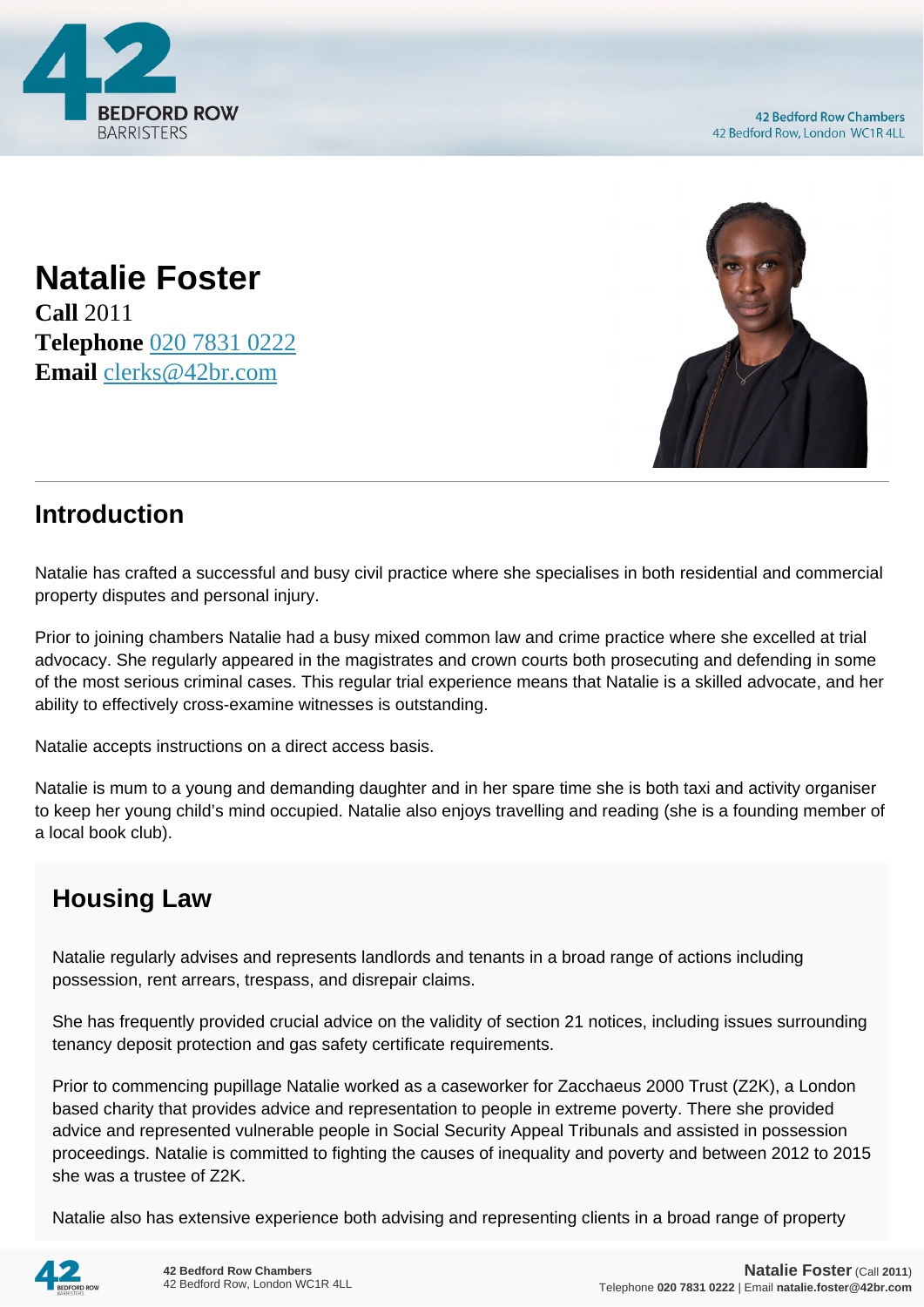# Natalie Foster

**Call** 2011
**Telephone** 020 7831 0222
**Email** clerks@42br.com

## Introduction

Natalie has crafted a successful and busy civil practice where she specialises in both residential and commercial property disputes and personal injury.

Prior to joining chambers Natalie had a busy mixed common law and crime practice where she excelled at trial advocacy. She regularly appeared in the magistrates and crown courts both prosecuting and defending in some of the most serious criminal cases. This regular trial experience means that Natalie is a skilled advocate, and her ability to effectively cross-examine witnesses is outstanding.

Natalie accepts instructions on a direct access basis.

Natalie is mum to a young and demanding daughter and in her spare time she is both taxi and activity organiser to keep her young child's mind occupied. Natalie also enjoys travelling and reading (she is a founding member of a local book club).

## Housing Law

Natalie regularly advises and represents landlords and tenants in a broad range of actions including possession, rent arrears, trespass, and disrepair claims.

She has frequently provided crucial advice on the validity of section 21 notices, including issues surrounding tenancy deposit protection and gas safety certificate requirements.

Prior to commencing pupillage Natalie worked as a caseworker for Zacchaeus 2000 Trust (Z2K), a London based charity that provides advice and representation to people in extreme poverty. There she provided advice and represented vulnerable people in Social Security Appeal Tribunals and assisted in possession proceedings. Natalie is committed to fighting the causes of inequality and poverty and between 2012 to 2015 she was a trustee of Z2K.

Natalie also has extensive experience both advising and representing clients in a broad range of property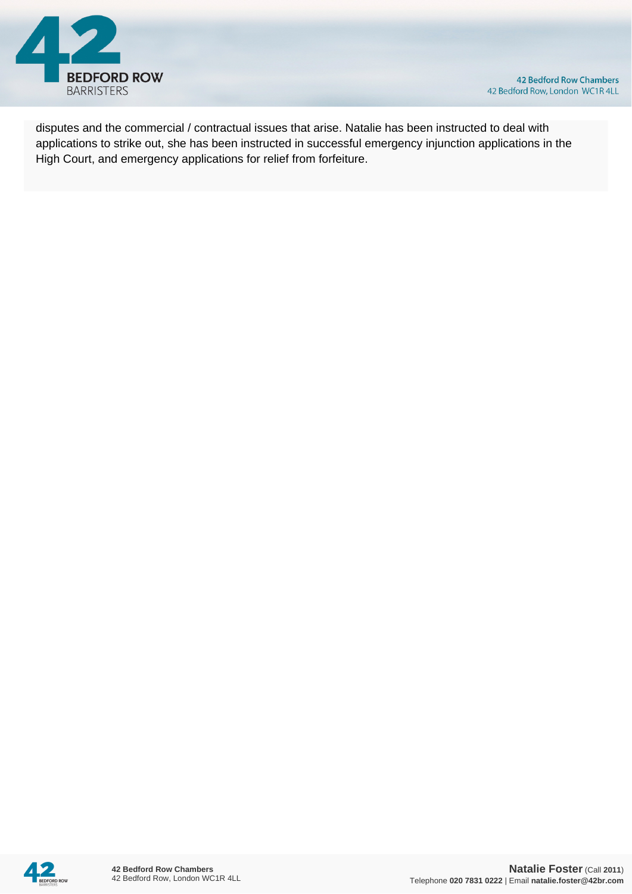disputes and the commercial / contractual issues that arise. Natalie has been instructed to deal with applications to strike out, she has been instructed in successful emergency injunction applications in the High Court, and emergency applications for relief from forfeiture.